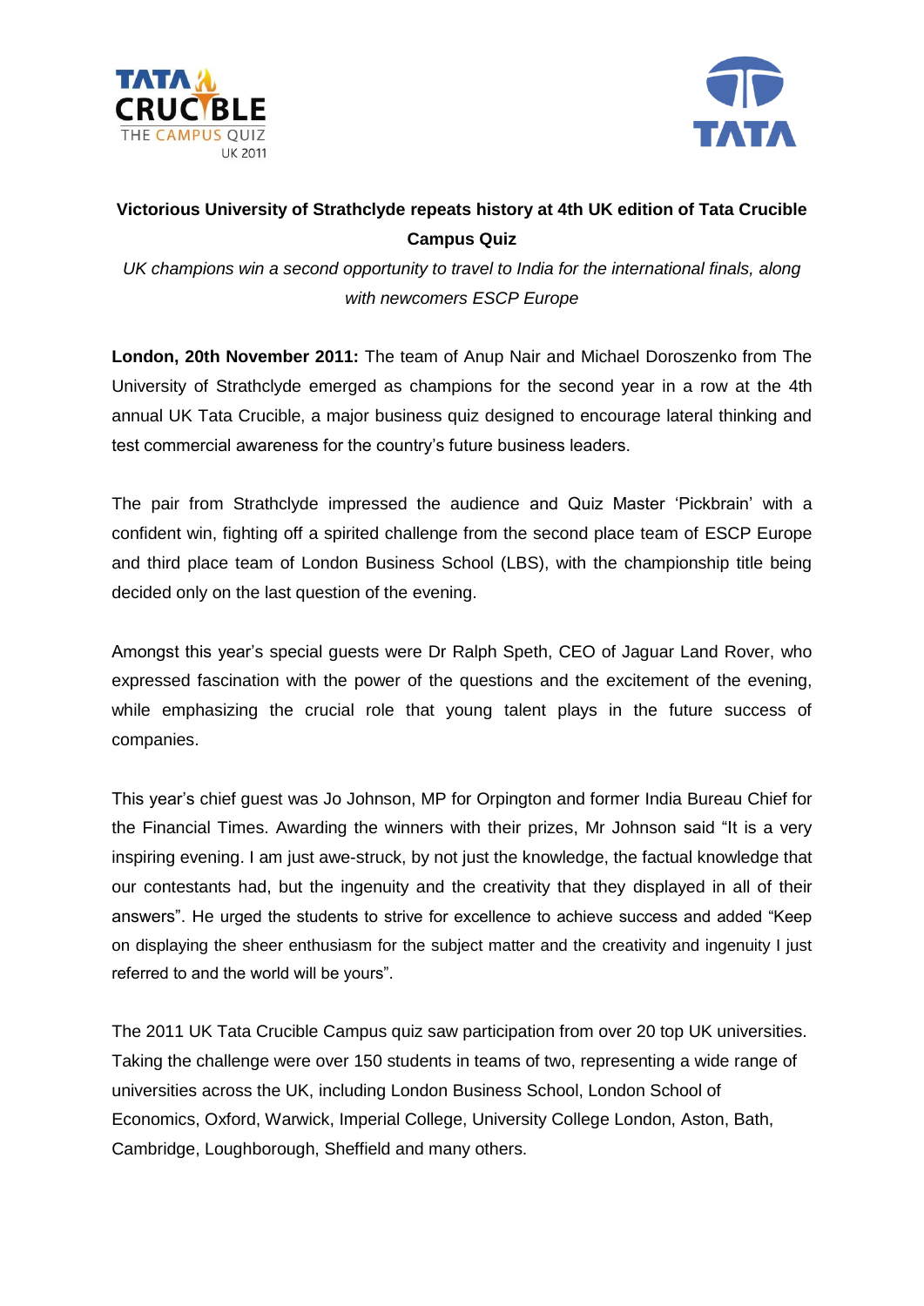# Victorious University of Strathclyde repeats history at 4th UK edition of Tata Crucible Campus Quiz

*UK champions win a second opportunity to travel to India for the international finals, along with newcomers ESCP Europe*

**London, 20th November 2011:** The team of Anup Nair and Michael Doroszenko from The University of Strathclyde emerged as champions for the second year in a row at the 4th annual UK Tata Crucible, a major business quiz designed to encourage lateral thinking and test commercial awareness for the country's future business leaders.

The pair from Strathclyde impressed the audience and Quiz Master 'Pickbrain' with a confident win, fighting off a spirited challenge from the second place team of ESCP Europe and third place team of London Business School (LBS), with the championship title being decided only on the last question of the evening.

Amongst this year's special guests were Dr Ralph Speth, CEO of Jaguar Land Rover, who expressed fascination with the power of the questions and the excitement of the evening, while emphasizing the crucial role that young talent plays in the future success of companies.

This year's chief guest was Jo Johnson, MP for Orpington and former India Bureau Chief for the Financial Times. Awarding the winners with their prizes, Mr Johnson said "It is a very inspiring evening. I am just awe-struck, by not just the knowledge, the factual knowledge that our contestants had, but the ingenuity and the creativity that they displayed in all of their answers". He urged the students to strive for excellence to achieve success and added "Keep on displaying the sheer enthusiasm for the subject matter and the creativity and ingenuity I just referred to and the world will be yours".

The 2011 UK Tata Crucible Campus quiz saw participation from over 20 top UK universities. Taking the challenge were over 150 students in teams of two, representing a wide range of universities across the UK, including London Business School, London School of Economics, Oxford, Warwick, Imperial College, University College London, Aston, Bath, Cambridge, Loughborough, Sheffield and many others.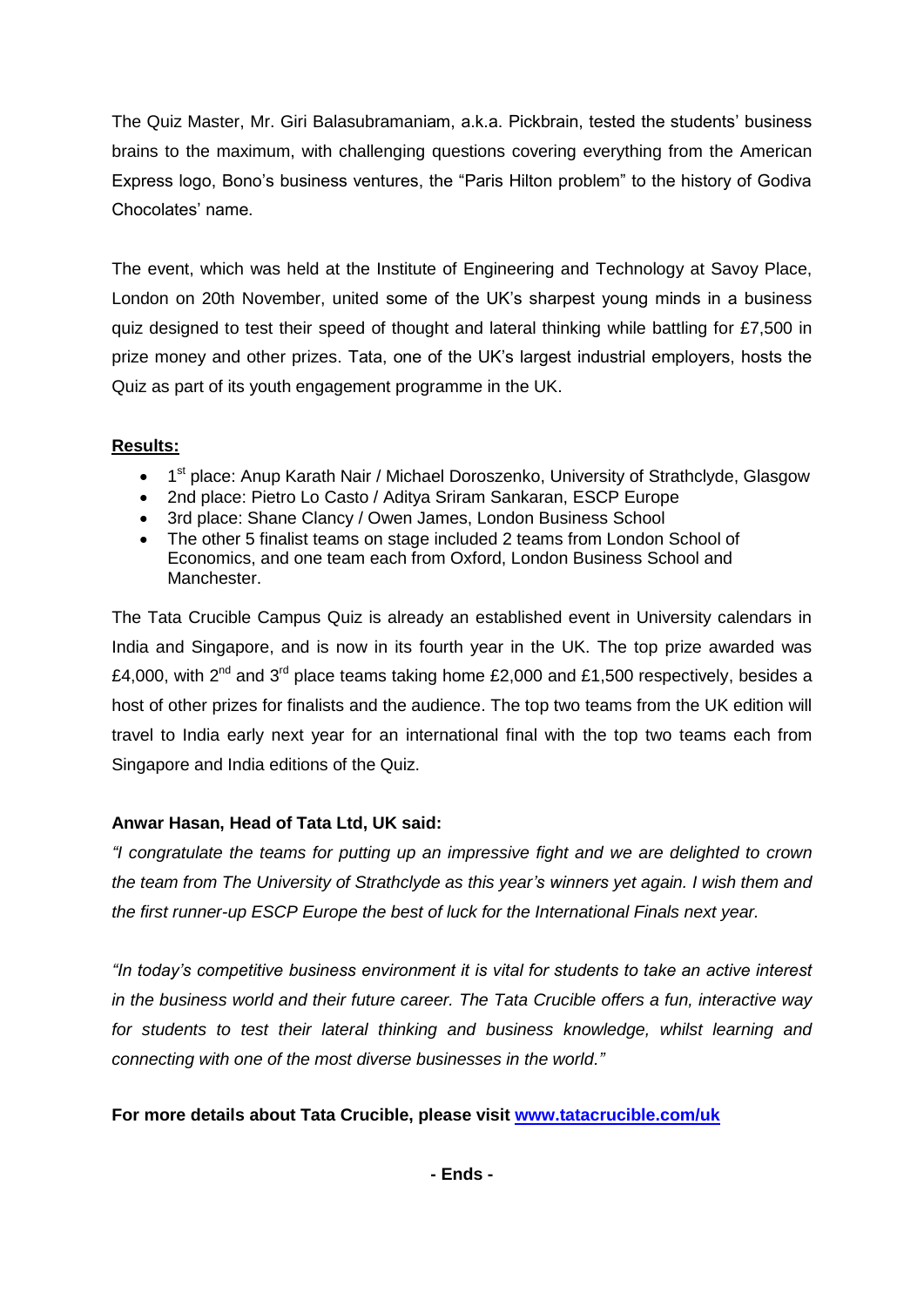The Quiz Master, Mr. Giri Balasubramaniam, a.k.a. Pickbrain, tested the students' business brains to the maximum, with challenging questions covering everything from the American Express logo, Bono's business ventures, the "Paris Hilton problem" to the history of Godiva Chocolates' name.

The event, which was held at the Institute of Engineering and Technology at Savoy Place, London on 20th November, united some of the UK's sharpest young minds in a business quiz designed to test their speed of thought and lateral thinking while battling for £7,500 in prize money and other prizes. Tata, one of the UK's largest industrial employers, hosts the Quiz as part of its youth engagement programme in the UK.

**Results:**

- 1st place: Anup Karath Nair / Michael Doroszenko, University of Strathclyde, Glasgow
- 2nd place: Pietro Lo Casto / Aditya Sriram Sankaran, ESCP Europe
- 3rd place: Shane Clancy / Owen James, London Business School
- The other 5 finalist teams on stage included 2 teams from London School of Economics, and one team each from Oxford, London Business School and Manchester.

The Tata Crucible Campus Quiz is already an established event in University calendars in India and Singapore, and is now in its fourth year in the UK. The top prize awarded was £4,000, with 2nd and 3rd place teams taking home £2,000 and £1,500 respectively, besides a host of other prizes for finalists and the audience. The top two teams from the UK edition will travel to India early next year for an international final with the top two teams each from Singapore and India editions of the Quiz.

**Anwar Hasan, Head of Tata Ltd, UK said:**

*"I congratulate the teams for putting up an impressive fight and we are delighted to crown the team from The University of Strathclyde as this year's winners yet again. I wish them and the first runner-up ESCP Europe the best of luck for the International Finals next year.*

*"In today's competitive business environment it is vital for students to take an active interest in the business world and their future career. The Tata Crucible offers a fun, interactive way for students to test their lateral thinking and business knowledge, whilst learning and connecting with one of the most diverse businesses in the world."*

**For more details about Tata Crucible, please visit [www.tatacrucible.com/uk](www.tatacrucible.com/uk)**

**- Ends -**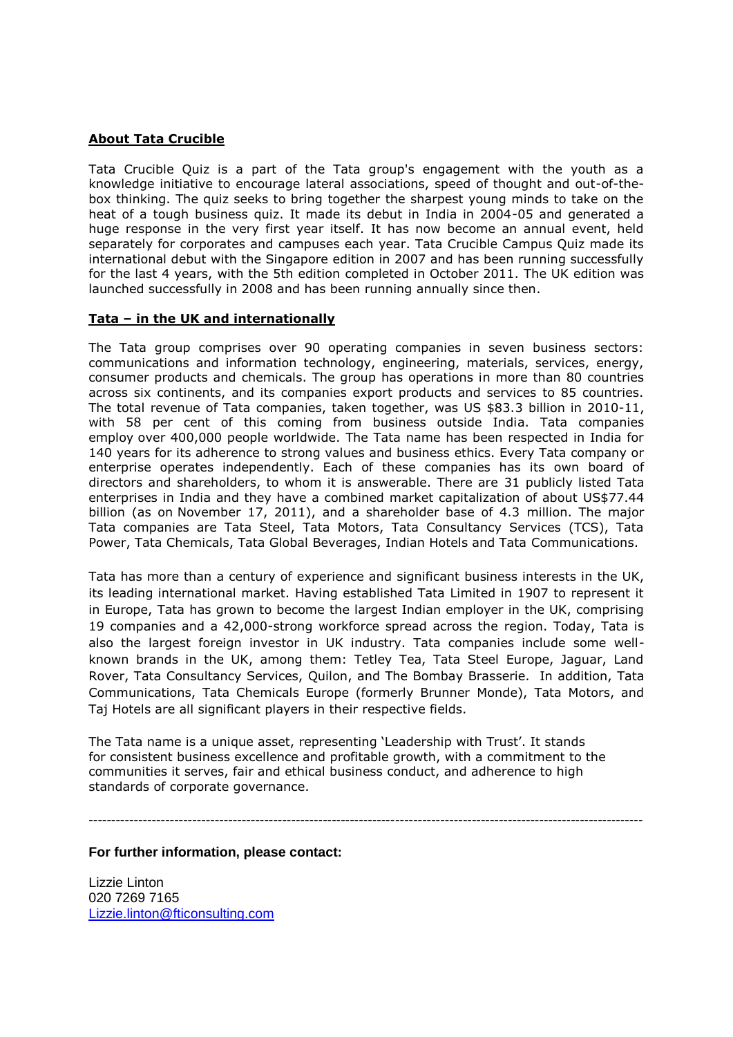**About Tata Crucible**

Tata Crucible Quiz is a part of the Tata group's engagement with the youth as a knowledge initiative to encourage lateral associations, speed of thought and out-of-the-box thinking. The quiz seeks to bring together the sharpest young minds to take on the heat of a tough business quiz. It made its debut in India in 2004-05 and generated a huge response in the very first year itself. It has now become an annual event, held separately for corporates and campuses each year. Tata Crucible Campus Quiz made its international debut with the Singapore edition in 2007 and has been running successfully for the last 4 years, with the 5th edition completed in October 2011. The UK edition was launched successfully in 2008 and has been running annually since then.

**Tata – in the UK and internationally**

The Tata group comprises over 90 operating companies in seven business sectors: communications and information technology, engineering, materials, services, energy, consumer products and chemicals. The group has operations in more than 80 countries across six continents, and its companies export products and services to 85 countries. The total revenue of Tata companies, taken together, was US $83.3 billion in 2010-11, with 58 per cent of this coming from business outside India. Tata companies employ over 400,000 people worldwide. The Tata name has been respected in India for 140 years for its adherence to strong values and business ethics. Every Tata company or enterprise operates independently. Each of these companies has its own board of directors and shareholders, to whom it is answerable. There are 31 publicly listed Tata enterprises in India and they have a combined market capitalization of about US$77.44 billion (as on November 17, 2011), and a shareholder base of 4.3 million. The major Tata companies are Tata Steel, Tata Motors, Tata Consultancy Services (TCS), Tata Power, Tata Chemicals, Tata Global Beverages, Indian Hotels and Tata Communications.

Tata has more than a century of experience and significant business interests in the UK, its leading international market. Having established Tata Limited in 1907 to represent it in Europe, Tata has grown to become the largest Indian employer in the UK, comprising 19 companies and a 42,000-strong workforce spread across the region. Today, Tata is also the largest foreign investor in UK industry. Tata companies include some well-known brands in the UK, among them: Tetley Tea, Tata Steel Europe, Jaguar, Land Rover, Tata Consultancy Services, Quilon, and The Bombay Brasserie. In addition, Tata Communications, Tata Chemicals Europe (formerly Brunner Monde), Tata Motors, and Taj Hotels are all significant players in their respective fields.

The Tata name is a unique asset, representing 'Leadership with Trust'. It stands for consistent business excellence and profitable growth, with a commitment to the communities it serves, fair and ethical business conduct, and adherence to high standards of corporate governance.

---

**For further information, please contact:**

Lizzie Linton
020 7269 7165
Lizzie.linton@fticonsulting.com